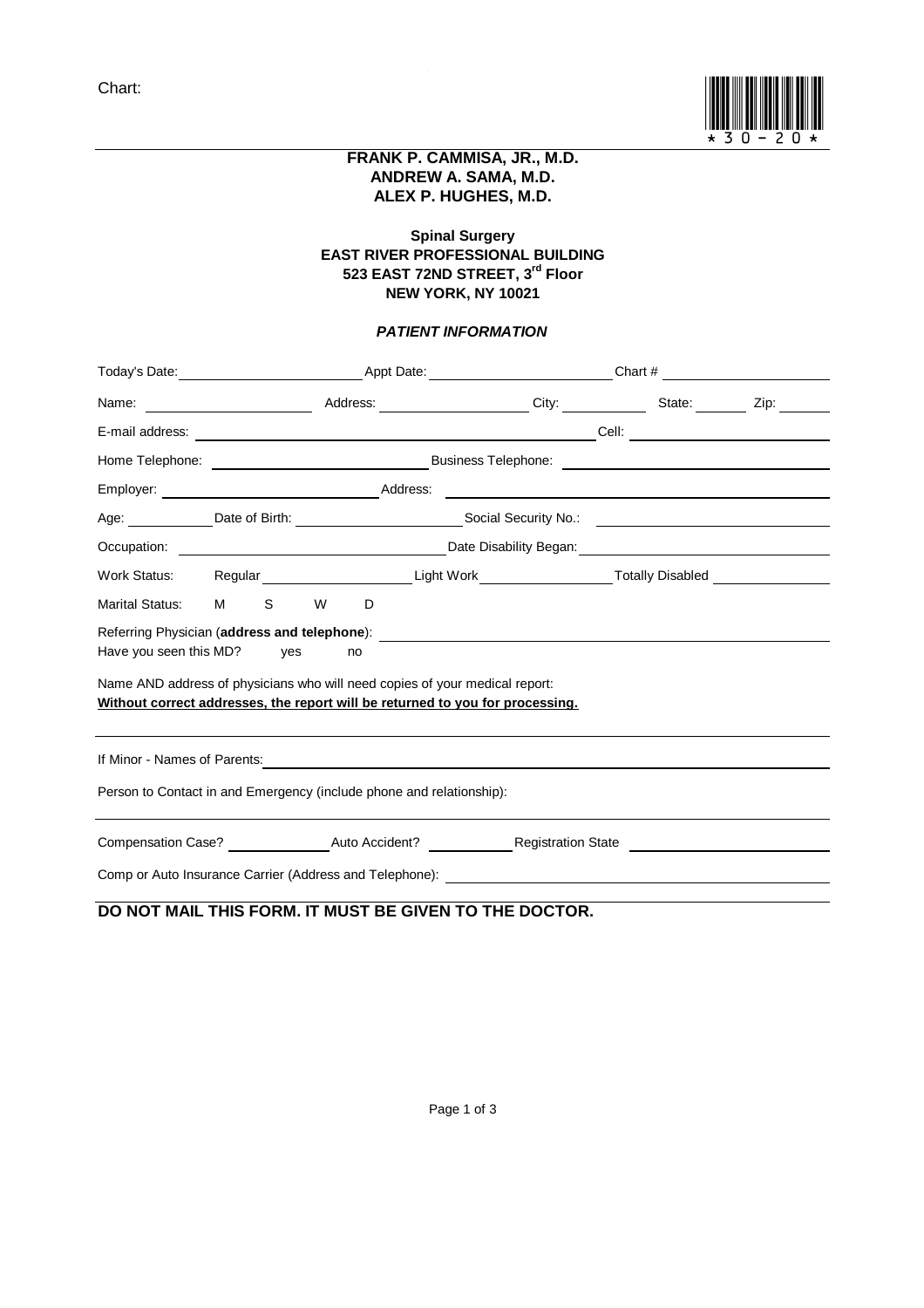Chart:

*30-20*

**FRANK P. CAMMISA, JR., M.D.**
**ANDREW A. SAMA, M.D.**
**ALEX P. HUGHES, M.D.**

**Spinal Surgery**
**EAST RIVER PROFESSIONAL BUILDING**
**523 EAST 72ND STREET, 3rd Floor**
**NEW YORK, NY 10021**

***PATIENT INFORMATION***

Today's Date: ______________________ Appt Date: ______________________ Chart # ____________________

Name: ____________________ Address: __________________ City: __________ State: ______ Zip: ______

E-mail address: ______________________________________________ Cell: ______________________

Home Telephone: ____________________________ Business Telephone: ______________________________

Employer: ____________________________ Address: ______________________________________________

Age: __________ Date of Birth: ____________________ Social Security No.: __________________________

Occupation: ________________________________ Date Disability Began: ______________________________

Work Status: Regular __________________ Light Work ________________ Totally Disabled ______________

Marital Status: M S W D

Referring Physician (**address and telephone**): ______________________________________________

Have you seen this MD? yes no

Name AND address of physicians who will need copies of your medical report:
**Without correct addresses, the report will be returned to you for processing.**

If Minor - Names of Parents: ______________________________________________

Person to Contact in and Emergency (include phone and relationship):

Compensation Case? ____________ Auto Accident? __________ Registration State ______________________

Comp or Auto Insurance Carrier (Address and Telephone): ______________________________________

**DO NOT MAIL THIS FORM. IT MUST BE GIVEN TO THE DOCTOR.**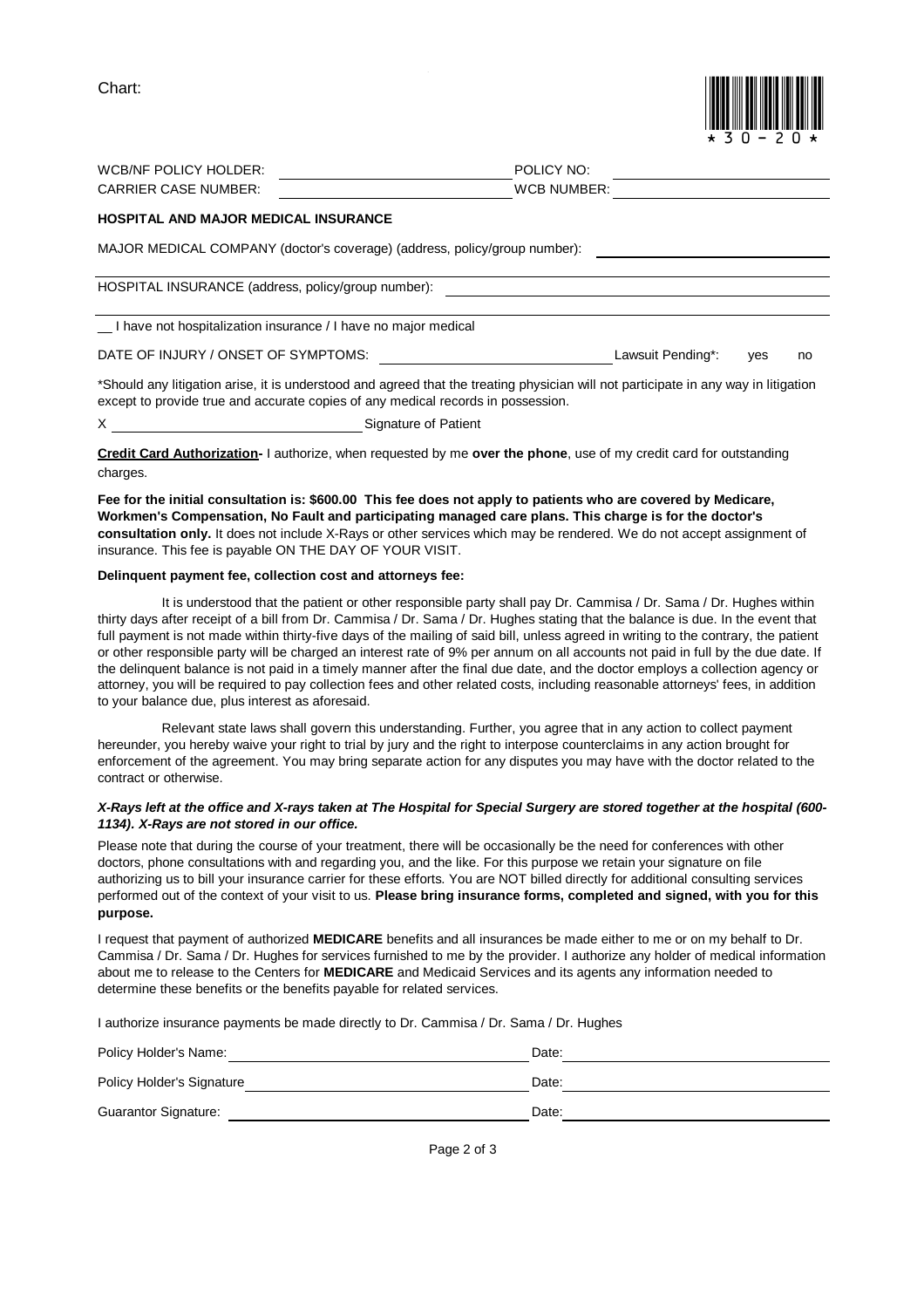Chart:

*30-20*

WCB/NF POLICY HOLDER: \_\_\_\_\_\_\_\_\_\_\_\_\_\_\_\_\_\_\_\_ POLICY NO: \_\_\_\_\_\_\_\_\_\_\_\_\_\_\_\_\_\_\_\_

CARRIER CASE NUMBER: \_\_\_\_\_\_\_\_\_\_\_\_\_\_\_\_\_\_\_\_ WCB NUMBER: \_\_\_\_\_\_\_\_\_\_\_\_\_\_\_\_\_\_\_\_

**HOSPITAL AND MAJOR MEDICAL INSURANCE**

MAJOR MEDICAL COMPANY (doctor's coverage) (address, policy/group number): \_\_\_\_\_\_\_\_\_\_\_\_\_\_\_\_\_\_\_\_

HOSPITAL INSURANCE (address, policy/group number): \_\_\_\_\_\_\_\_\_\_\_\_\_\_\_\_\_\_\_\_

\_\_ I have not hospitalization insurance / I have no major medical

DATE OF INJURY / ONSET OF SYMPTOMS: \_\_\_\_\_\_\_\_\_\_\_\_\_\_\_\_\_\_\_\_ Lawsuit Pending*: yes no

*Should any litigation arise, it is understood and agreed that the treating physician will not participate in any way in litigation except to provide true and accurate copies of any medical records in possession.

X \_\_\_\_\_\_\_\_\_\_\_\_\_\_\_\_\_\_\_\_ Signature of Patient

**Credit Card Authorization-** I authorize, when requested by me **over the phone**, use of my credit card for outstanding charges.

**Fee for the initial consultation is: $600.00 This fee does not apply to patients who are covered by Medicare, Workmen's Compensation, No Fault and participating managed care plans. This charge is for the doctor's consultation only.** It does not include X-Rays or other services which may be rendered. We do not accept assignment of insurance. This fee is payable ON THE DAY OF YOUR VISIT.

**Delinquent payment fee, collection cost and attorneys fee:**

It is understood that the patient or other responsible party shall pay Dr. Cammisa / Dr. Sama / Dr. Hughes within thirty days after receipt of a bill from Dr. Cammisa / Dr. Sama / Dr. Hughes stating that the balance is due. In the event that full payment is not made within thirty-five days of the mailing of said bill, unless agreed in writing to the contrary, the patient or other responsible party will be charged an interest rate of 9% per annum on all accounts not paid in full by the due date. If the delinquent balance is not paid in a timely manner after the final due date, and the doctor employs a collection agency or attorney, you will be required to pay collection fees and other related costs, including reasonable attorneys' fees, in addition to your balance due, plus interest as aforesaid.

Relevant state laws shall govern this understanding. Further, you agree that in any action to collect payment hereunder, you hereby waive your right to trial by jury and the right to interpose counterclaims in any action brought for enforcement of the agreement. You may bring separate action for any disputes you may have with the doctor related to the contract or otherwise.

***X-Rays left at the office and X-rays taken at The Hospital for Special Surgery are stored together at the hospital (600-1134). X-Rays are not stored in our office.***

Please note that during the course of your treatment, there will be occasionally be the need for conferences with other doctors, phone consultations with and regarding you, and the like. For this purpose we retain your signature on file authorizing us to bill your insurance carrier for these efforts. You are NOT billed directly for additional consulting services performed out of the context of your visit to us. **Please bring insurance forms, completed and signed, with you for this purpose.**

I request that payment of authorized **MEDICARE** benefits and all insurances be made either to me or on my behalf to Dr. Cammisa / Dr. Sama / Dr. Hughes for services furnished to me by the provider. I authorize any holder of medical information about me to release to the Centers for **MEDICARE** and Medicaid Services and its agents any information needed to determine these benefits or the benefits payable for related services.

I authorize insurance payments be made directly to Dr. Cammisa / Dr. Sama / Dr. Hughes

Policy Holder's Name: \_\_\_\_\_\_\_\_\_\_\_\_\_\_\_\_\_\_\_\_ Date: \_\_\_\_\_\_\_\_\_\_\_\_\_\_\_\_\_\_\_\_

Policy Holder's Signature \_\_\_\_\_\_\_\_\_\_\_\_\_\_\_\_\_\_\_\_ Date: \_\_\_\_\_\_\_\_\_\_\_\_\_\_\_\_\_\_\_\_

Guarantor Signature: \_\_\_\_\_\_\_\_\_\_\_\_\_\_\_\_\_\_\_\_ Date: \_\_\_\_\_\_\_\_\_\_\_\_\_\_\_\_\_\_\_\_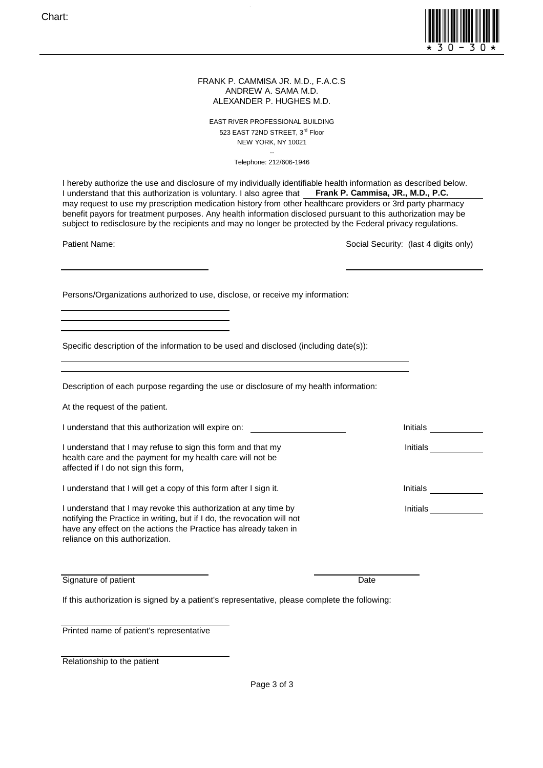Chart:

\* 3 0 - 3 0 \*

FRANK P. CAMMISA JR. M.D., F.A.C.S
ANDREW A. SAMA M.D.
ALEXANDER P. HUGHES M.D.

EAST RIVER PROFESSIONAL BUILDING
523 EAST 72ND STREET, 3rd Floor
NEW YORK, NY 10021
--
Telephone: 212/606-1946

I hereby authorize the use and disclosure of my individually identifiable health information as described below. I understand that this authorization is voluntary. I also agree that **Frank P. Cammisa, JR., M.D., P.C.** may request to use my prescription medication history from other healthcare providers or 3rd party pharmacy benefit payors for treatment purposes. Any health information disclosed pursuant to this authorization may be subject to redisclosure by the recipients and may no longer be protected by the Federal privacy regulations.

Patient Name: ____________________

Social Security: (last 4 digits only) ____________________

Persons/Organizations authorized to use, disclose, or receive my information:

____________________
____________________
____________________

Specific description of the information to be used and disclosed (including date(s)):

____________________
____________________

Description of each purpose regarding the use or disclosure of my health information:

At the request of the patient.

I understand that this authorization will expire on: ____________________ Initials ________

I understand that I may refuse to sign this form and that my health care and the payment for my health care will not be affected if I do not sign this form, Initials ________

I understand that I will get a copy of this form after I sign it. Initials ________

I understand that I may revoke this authorization at any time by notifying the Practice in writing, but if I do, the revocation will not have any effect on the actions the Practice has already taken in reliance on this authorization. Initials ________

____________________
Signature of patient

____________________
Date

If this authorization is signed by a patient's representative, please complete the following:

____________________
Printed name of patient's representative

____________________
Relationship to the patient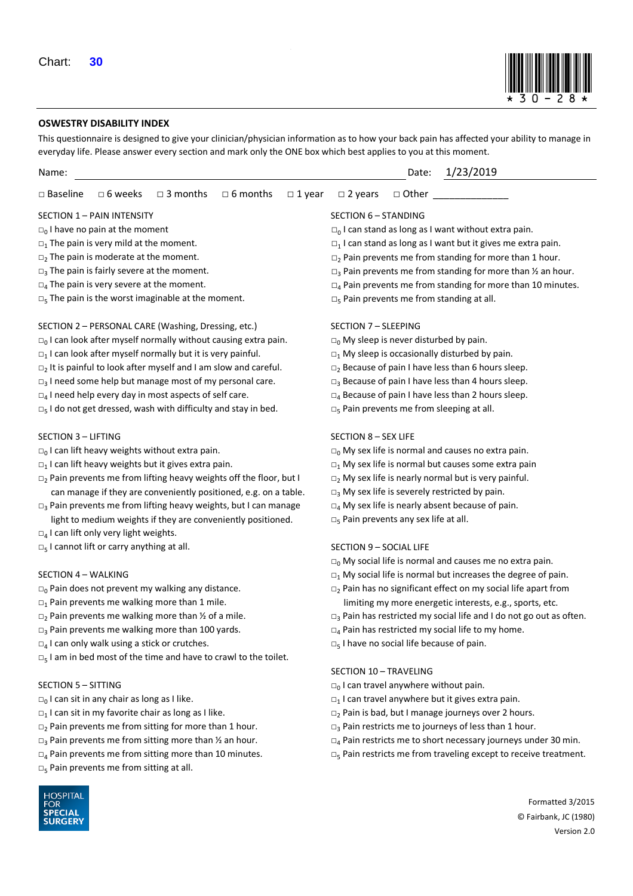Chart: **30**

\* 3 0 - 2 8 \*

**OSWESTRY DISABILITY INDEX**

This questionnaire is designed to give your clinician/physician information as to how your back pain has affected your ability to manage in everyday life. Please answer every section and mark only the ONE box which best applies to you at this moment.

Name: ______________________________ Date: 1/23/2019

□ Baseline □ 6 weeks □ 3 months □ 6 months □ 1 year □ 2 years □ Other ______________

SECTION 1 – PAIN INTENSITY

- □$_0$ I have no pain at the moment
- □$_1$ The pain is very mild at the moment.
- □$_2$ The pain is moderate at the moment.
- □$_3$ The pain is fairly severe at the moment.
- □$_4$ The pain is very severe at the moment.
- □$_5$ The pain is the worst imaginable at the moment.

SECTION 2 – PERSONAL CARE (Washing, Dressing, etc.)

- □$_0$ I can look after myself normally without causing extra pain.
- □$_1$ I can look after myself normally but it is very painful.
- □$_2$ It is painful to look after myself and I am slow and careful.
- □$_3$ I need some help but manage most of my personal care.
- □$_4$ I need help every day in most aspects of self care.
- □$_5$ I do not get dressed, wash with difficulty and stay in bed.

SECTION 3 – LIFTING

- □$_0$ I can lift heavy weights without extra pain.
- □$_1$ I can lift heavy weights but it gives extra pain.
- □$_2$ Pain prevents me from lifting heavy weights off the floor, but I can manage if they are conveniently positioned, e.g. on a table.
- □$_3$ Pain prevents me from lifting heavy weights, but I can manage light to medium weights if they are conveniently positioned.
- □$_4$ I can lift only very light weights.
- □$_5$ I cannot lift or carry anything at all.

SECTION 4 – WALKING

- □$_0$ Pain does not prevent my walking any distance.
- □$_1$ Pain prevents me walking more than 1 mile.
- □$_2$ Pain prevents me walking more than ½ of a mile.
- □$_3$ Pain prevents me walking more than 100 yards.
- □$_4$ I can only walk using a stick or crutches.
- □$_5$ I am in bed most of the time and have to crawl to the toilet.

SECTION 5 – SITTING

- □$_0$ I can sit in any chair as long as I like.
- □$_1$ I can sit in my favorite chair as long as I like.
- □$_2$ Pain prevents me from sitting for more than 1 hour.
- □$_3$ Pain prevents me from sitting more than ½ an hour.
- □$_4$ Pain prevents me from sitting more than 10 minutes.
- □$_5$ Pain prevents me from sitting at all.

SECTION 6 – STANDING

- □$_0$ I can stand as long as I want without extra pain.
- □$_1$ I can stand as long as I want but it gives me extra pain.
- □$_2$ Pain prevents me from standing for more than 1 hour.
- □$_3$ Pain prevents me from standing for more than ½ an hour.
- □$_4$ Pain prevents me from standing for more than 10 minutes.
- □$_5$ Pain prevents me from standing at all.

SECTION 7 – SLEEPING

- □$_0$ My sleep is never disturbed by pain.
- □$_1$ My sleep is occasionally disturbed by pain.
- □$_2$ Because of pain I have less than 6 hours sleep.
- □$_3$ Because of pain I have less than 4 hours sleep.
- □$_4$ Because of pain I have less than 2 hours sleep.
- □$_5$ Pain prevents me from sleeping at all.

SECTION 8 – SEX LIFE

- □$_0$ My sex life is normal and causes no extra pain.
- □$_1$ My sex life is normal but causes some extra pain
- □$_2$ My sex life is nearly normal but is very painful.
- □$_3$ My sex life is severely restricted by pain.
- □$_4$ My sex life is nearly absent because of pain.
- □$_5$ Pain prevents any sex life at all.

SECTION 9 – SOCIAL LIFE

- □$_0$ My social life is normal and causes me no extra pain.
- □$_1$ My social life is normal but increases the degree of pain.
- □$_2$ Pain has no significant effect on my social life apart from limiting my more energetic interests, e.g., sports, etc.
- □$_3$ Pain has restricted my social life and I do not go out as often.
- □$_4$ Pain has restricted my social life to my home.
- □$_5$ I have no social life because of pain.

SECTION 10 – TRAVELING

- □$_0$ I can travel anywhere without pain.
- □$_1$ I can travel anywhere but it gives extra pain.
- □$_2$ Pain is bad, but I manage journeys over 2 hours.
- □$_3$ Pain restricts me to journeys of less than 1 hour.
- □$_4$ Pain restricts me to short necessary journeys under 30 min.
- □$_5$ Pain restricts me from traveling except to receive treatment.

HOSPITAL FOR SPECIAL SURGERY

Formatted 3/2015
© Fairbank, JC (1980)
Version 2.0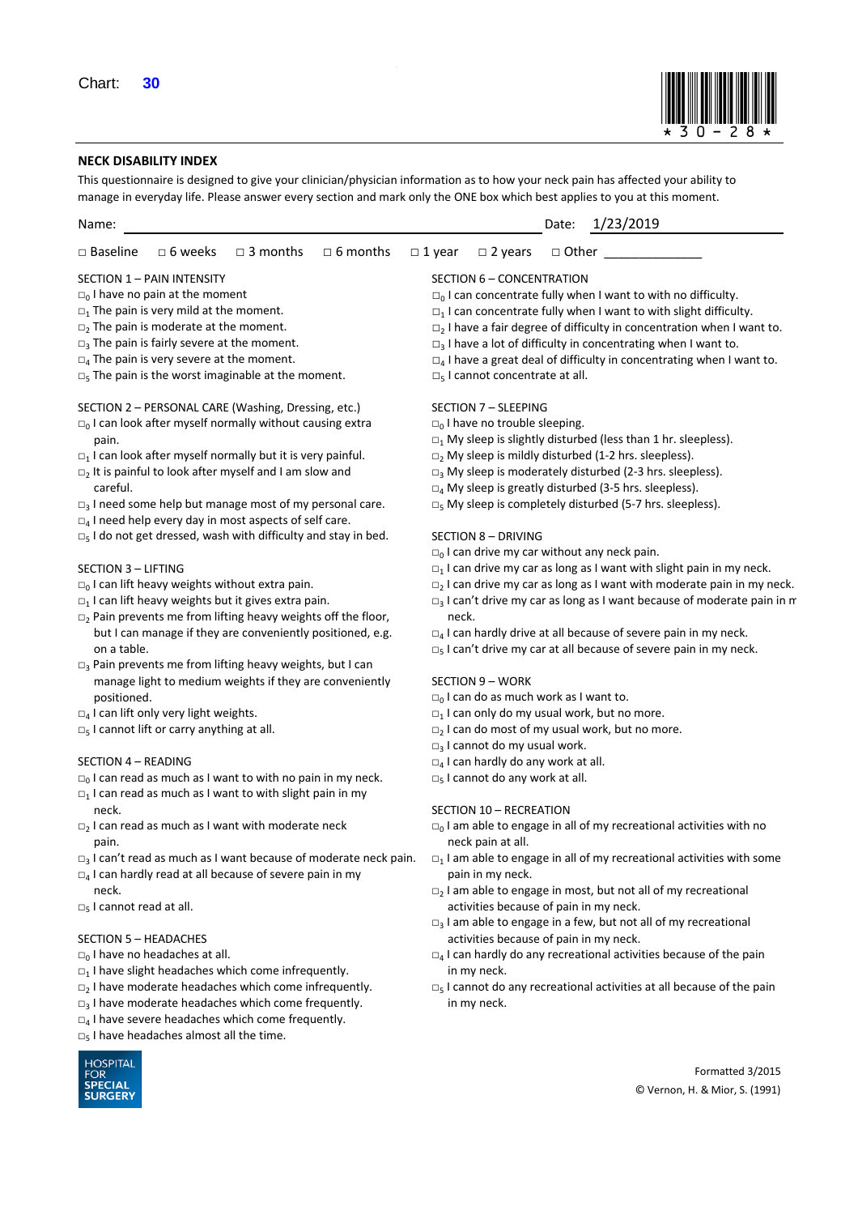Chart: **30**

*30-28*

## NECK DISABILITY INDEX

This questionnaire is designed to give your clinician/physician information as to how your neck pain has affected your ability to manage in everyday life. Please answer every section and mark only the ONE box which best applies to you at this moment.

Name: \_\_\_\_\_\_\_\_\_\_\_\_\_\_\_\_\_\_\_\_\_\_\_\_\_\_\_\_\_\_\_\_\_\_\_\_ Date: 1/23/2019

□ Baseline □ 6 weeks □ 3 months □ 6 months □ 1 year □ 2 years □ Other \_\_\_\_\_\_\_\_\_\_\_\_\_

SECTION 1 – PAIN INTENSITY

- $□_0$ I have no pain at the moment
- $□_1$ The pain is very mild at the moment.
- $□_2$ The pain is moderate at the moment.
- $□_3$ The pain is fairly severe at the moment.
- $□_4$ The pain is very severe at the moment.
- $□_5$ The pain is the worst imaginable at the moment.

SECTION 2 – PERSONAL CARE (Washing, Dressing, etc.)

- $□_0$ I can look after myself normally without causing extra pain.
- $□_1$ I can look after myself normally but it is very painful.
- $□_2$ It is painful to look after myself and I am slow and careful.
- $□_3$ I need some help but manage most of my personal care.
- $□_4$ I need help every day in most aspects of self care.
- $□_5$ I do not get dressed, wash with difficulty and stay in bed.

SECTION 3 – LIFTING

- $□_0$ I can lift heavy weights without extra pain.
- $□_1$ I can lift heavy weights but it gives extra pain.
- $□_2$ Pain prevents me from lifting heavy weights off the floor, but I can manage if they are conveniently positioned, e.g. on a table.
- $□_3$ Pain prevents me from lifting heavy weights, but I can manage light to medium weights if they are conveniently positioned.
- $□_4$ I can lift only very light weights.
- $□_5$ I cannot lift or carry anything at all.

SECTION 4 – READING

- $□_0$ I can read as much as I want to with no pain in my neck.
- $□_1$ I can read as much as I want to with slight pain in my neck.
- $□_2$ I can read as much as I want with moderate neck pain.
- $□_3$ I can't read as much as I want because of moderate neck pain.
- $□_4$ I can hardly read at all because of severe pain in my neck.
- $□_5$ I cannot read at all.

SECTION 5 – HEADACHES

- $□_0$ I have no headaches at all.
- $□_1$ I have slight headaches which come infrequently.
- $□_2$ I have moderate headaches which come infrequently.
- $□_3$ I have moderate headaches which come frequently.
- $□_4$ I have severe headaches which come frequently.
- $□_5$ I have headaches almost all the time.

SECTION 6 – CONCENTRATION

- $□_0$ I can concentrate fully when I want to with no difficulty.
- $□_1$ I can concentrate fully when I want to with slight difficulty.
- $□_2$ I have a fair degree of difficulty in concentration when I want to.
- $□_3$ I have a lot of difficulty in concentrating when I want to.
- $□_4$ I have a great deal of difficulty in concentrating when I want to.
- $□_5$ I cannot concentrate at all.

SECTION 7 – SLEEPING

- $□_0$ I have no trouble sleeping.
- $□_1$ My sleep is slightly disturbed (less than 1 hr. sleepless).
- $□_2$ My sleep is mildly disturbed (1-2 hrs. sleepless).
- $□_3$ My sleep is moderately disturbed (2-3 hrs. sleepless).
- $□_4$ My sleep is greatly disturbed (3-5 hrs. sleepless).
- $□_5$ My sleep is completely disturbed (5-7 hrs. sleepless).

SECTION 8 – DRIVING

- $□_0$ I can drive my car without any neck pain.
- $□_1$ I can drive my car as long as I want with slight pain in my neck.
- $□_2$ I can drive my car as long as I want with moderate pain in my neck.
- $□_3$ I can't drive my car as long as I want because of moderate pain in my neck.
- $□_4$ I can hardly drive at all because of severe pain in my neck.
- $□_5$ I can't drive my car at all because of severe pain in my neck.

SECTION 9 – WORK

- $□_0$ I can do as much work as I want to.
- $□_1$ I can only do my usual work, but no more.
- $□_2$ I can do most of my usual work, but no more.
- $□_3$ I cannot do my usual work.
- $□_4$ I can hardly do any work at all.
- $□_5$ I cannot do any work at all.

SECTION 10 – RECREATION

- $□_0$ I am able to engage in all of my recreational activities with no neck pain at all.
- $□_1$ I am able to engage in all of my recreational activities with some pain in my neck.
- $□_2$ I am able to engage in most, but not all of my recreational activities because of pain in my neck.
- $□_3$ I am able to engage in a few, but not all of my recreational activities because of pain in my neck.
- $□_4$ I can hardly do any recreational activities because of the pain in my neck.
- $□_5$ I cannot do any recreational activities at all because of the pain in my neck.

HOSPITAL FOR SPECIAL SURGERY

Formatted 3/2015

© Vernon, H. & Mior, S. (1991)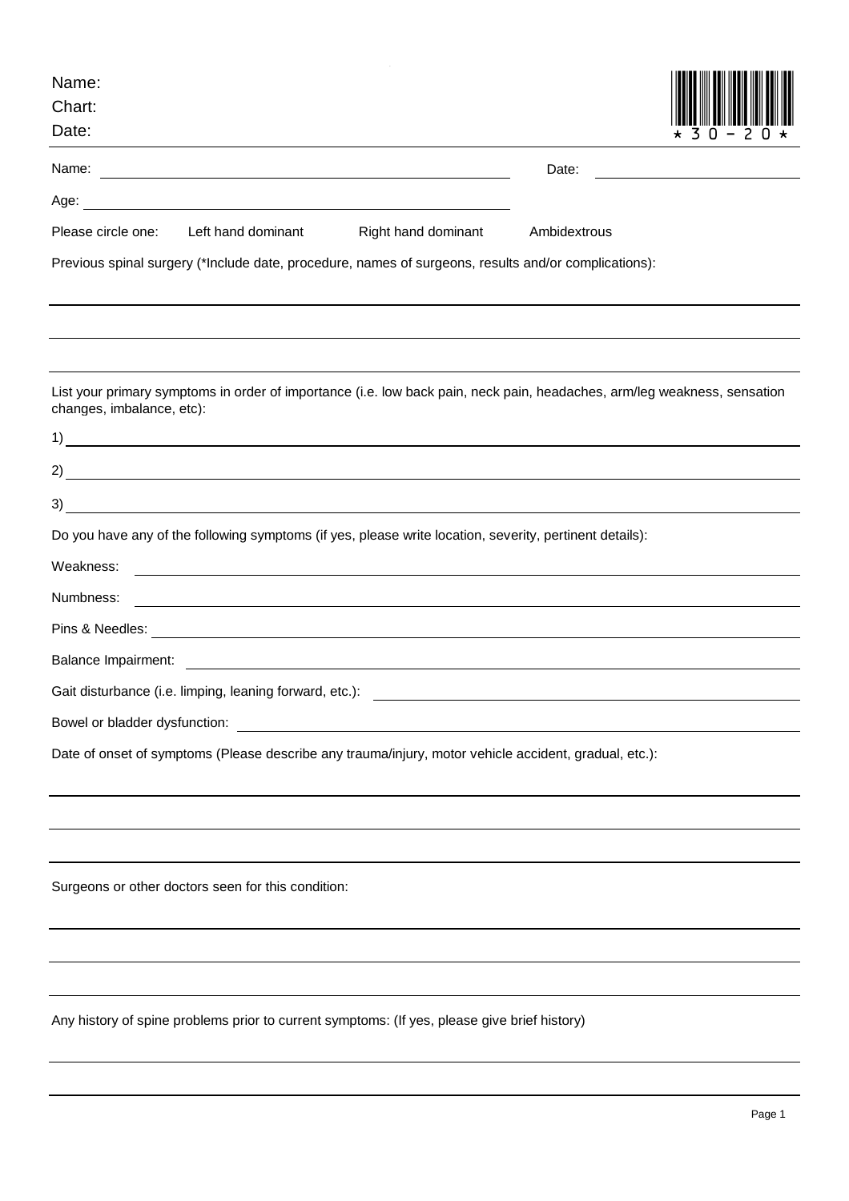Name:
Chart:
Date:

\* 3 0 - 2 0 \*

Name: ______________________________ Date: ______________

Age: ______________________________

Please circle one: Left hand dominant Right hand dominant Ambidextrous

Previous spinal surgery (*Include date, procedure, names of surgeons, results and/or complications):

_______________________________________________

_______________________________________________

_______________________________________________

List your primary symptoms in order of importance (i.e. low back pain, neck pain, headaches, arm/leg weakness, sensation changes, imbalance, etc):

1) _______________________________________________

2) _______________________________________________

3) _______________________________________________

Do you have any of the following symptoms (if yes, please write location, severity, pertinent details):

Weakness: _______________________________________________

Numbness: _______________________________________________

Pins & Needles: _______________________________________________

Balance Impairment: _______________________________________________

Gait disturbance (i.e. limping, leaning forward, etc.): _______________________________________________

Bowel or bladder dysfunction: _______________________________________________

Date of onset of symptoms (Please describe any trauma/injury, motor vehicle accident, gradual, etc.):

_______________________________________________

_______________________________________________

_______________________________________________

Surgeons or other doctors seen for this condition:

_______________________________________________

_______________________________________________

_______________________________________________

Any history of spine problems prior to current symptoms: (If yes, please give brief history)

_______________________________________________

_______________________________________________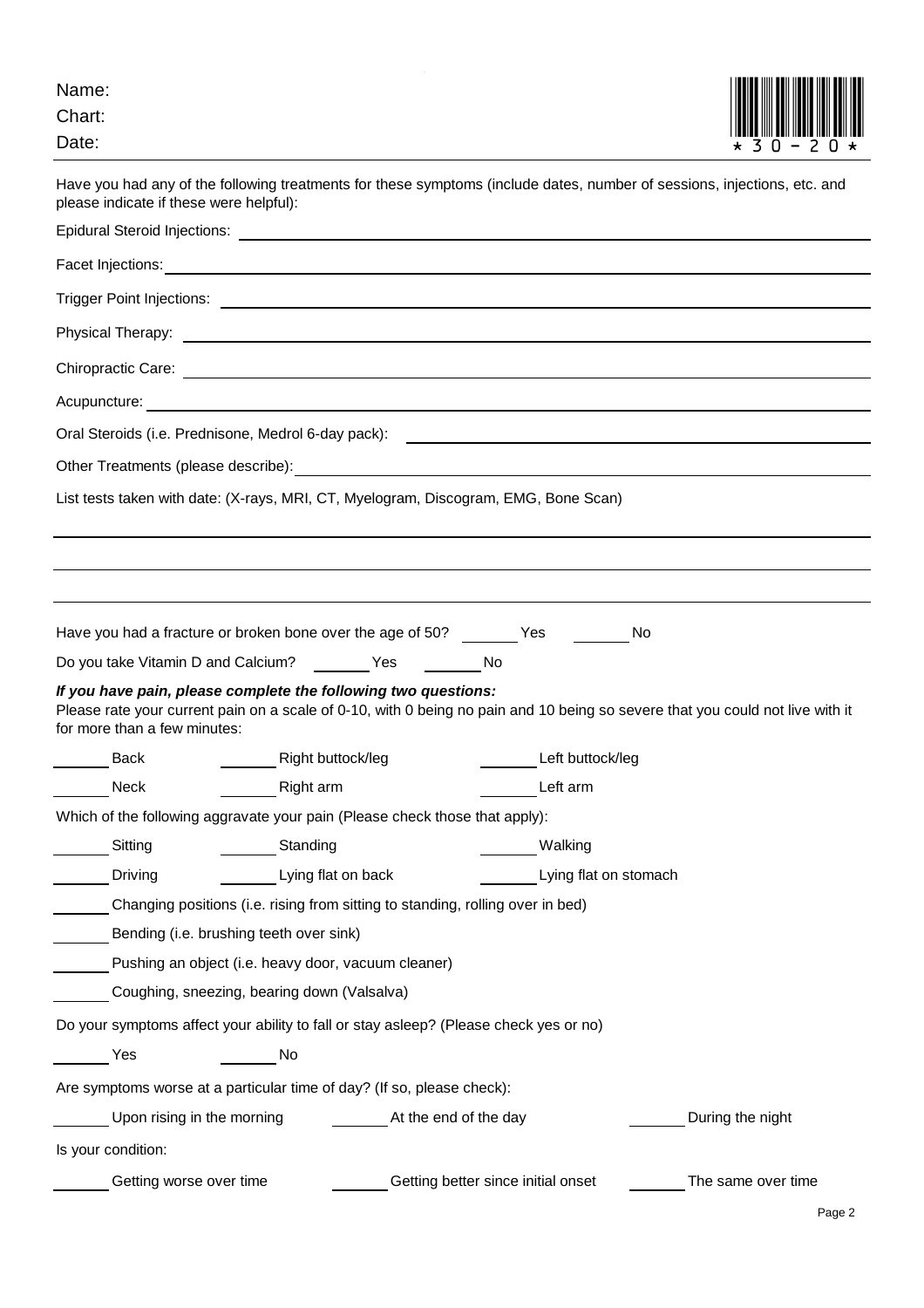Name:

Chart:

Date:

*30-20*

Have you had any of the following treatments for these symptoms (include dates, number of sessions, injections, etc. and please indicate if these were helpful):

Epidural Steroid Injections: ______________________________

Facet Injections: ______________________________

Trigger Point Injections: ______________________________

Physical Therapy: ______________________________

Chiropractic Care: ______________________________

Acupuncture: ______________________________

Oral Steroids (i.e. Prednisone, Medrol 6-day pack): ______________________________

Other Treatments (please describe): ______________________________

List tests taken with date: (X-rays, MRI, CT, Myelogram, Discogram, EMG, Bone Scan)

______________________________

______________________________

______________________________

Have you had a fracture or broken bone over the age of 50? ______ Yes ______ No

Do you take Vitamin D and Calcium? ______ Yes ______ No

***If you have pain, please complete the following two questions:***

Please rate your current pain on a scale of 0-10, with 0 being no pain and 10 being so severe that you could not live with it for more than a few minutes:

______ Back ______ Right buttock/leg ______ Left buttock/leg

______ Neck ______ Right arm ______ Left arm

Which of the following aggravate your pain (Please check those that apply):

______ Sitting ______ Standing ______ Walking

______ Driving ______ Lying flat on back ______ Lying flat on stomach

______ Changing positions (i.e. rising from sitting to standing, rolling over in bed)

______ Bending (i.e. brushing teeth over sink)

______ Pushing an object (i.e. heavy door, vacuum cleaner)

______ Coughing, sneezing, bearing down (Valsalva)

Do your symptoms affect your ability to fall or stay asleep? (Please check yes or no)

______ Yes ______ No

Are symptoms worse at a particular time of day? (If so, please check):

______ Upon rising in the morning ______ At the end of the day ______ During the night

Is your condition:

______ Getting worse over time ______ Getting better since initial onset ______ The same over time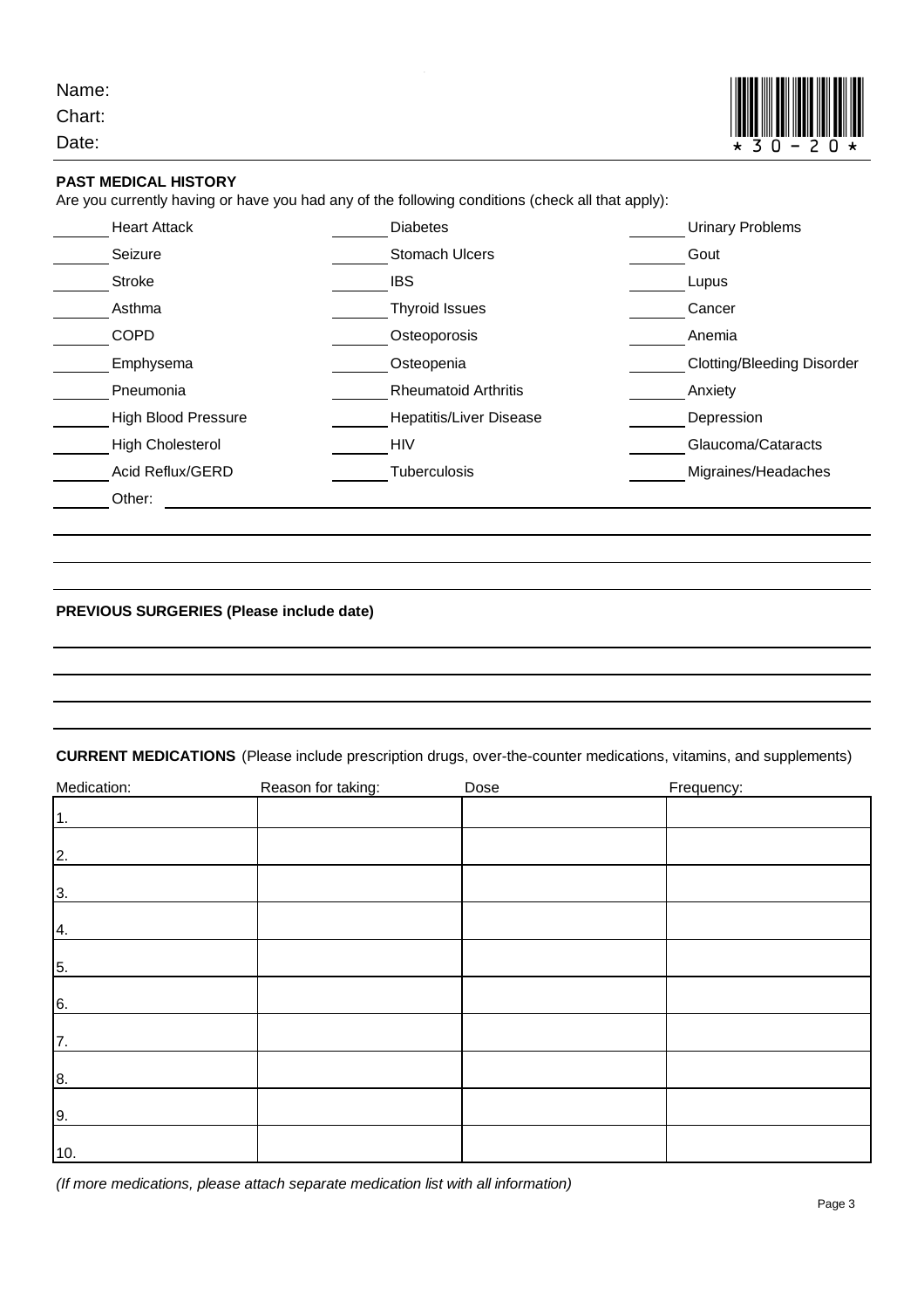Name:

Chart:

Date:

*30-20*

## PAST MEDICAL HISTORY

Are you currently having or have you had any of the following conditions (check all that apply):

| | | |
|---|---|---|
| ______ Heart Attack | ______ Diabetes | ______ Urinary Problems |
| ______ Seizure | ______ Stomach Ulcers | ______ Gout |
| ______ Stroke | ______ IBS | ______ Lupus |
| ______ Asthma | ______ Thyroid Issues | ______ Cancer |
| ______ COPD | ______ Osteoporosis | ______ Anemia |
| ______ Emphysema | ______ Osteopenia | ______ Clotting/Bleeding Disorder |
| ______ Pneumonia | ______ Rheumatoid Arthritis | ______ Anxiety |
| ______ High Blood Pressure | ______ Hepatitis/Liver Disease | ______ Depression |
| ______ High Cholesterol | ______ HIV | ______ Glaucoma/Cataracts |
| ______ Acid Reflux/GERD | ______ Tuberculosis | ______ Migraines/Headaches |

______ Other: ________________________________________________

________________________________________________

________________________________________________

________________________________________________

## PREVIOUS SURGERIES (Please include date)

________________________________________________

________________________________________________

________________________________________________

________________________________________________

## CURRENT MEDICATIONS (Please include prescription drugs, over-the-counter medications, vitamins, and supplements)

| Medication: | Reason for taking: | Dose | Frequency: |
|---|---|---|---|
| 1. | | | |
| 2. | | | |
| 3. | | | |
| 4. | | | |
| 5. | | | |
| 6. | | | |
| 7. | | | |
| 8. | | | |
| 9. | | | |
| 10. | | | |

*(If more medications, please attach separate medication list with all information)*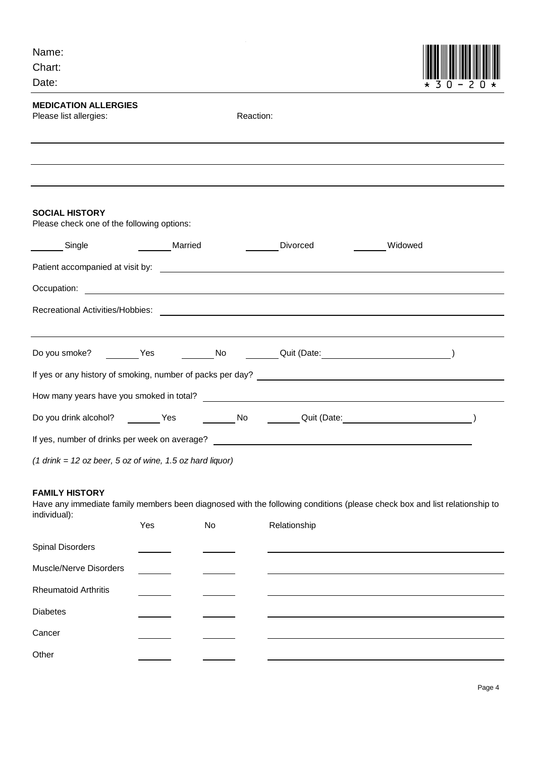Name:
Chart:
Date:

*30-20*

**MEDICATION ALLERGIES**

Please list allergies: Reaction:

______________________________________________________________________

______________________________________________________________________

______________________________________________________________________

**SOCIAL HISTORY**

Please check one of the following options:

_____ Single _____ Married _____ Divorced _____ Widowed

Patient accompanied at visit by: ______________________________

Occupation: ______________________________

Recreational Activities/Hobbies: ______________________________

______________________________________________________________________

Do you smoke? _____ Yes _____ No _____ Quit (Date: ____________________ )

If yes or any history of smoking, number of packs per day? ______________________________

How many years have you smoked in total? ______________________________

Do you drink alcohol? _____ Yes _____ No _____ Quit (Date: ____________________ )

If yes, number of drinks per week on average? ______________________________

*(1 drink = 12 oz beer, 5 oz of wine, 1.5 oz hard liquor)*

**FAMILY HISTORY**

Have any immediate family members been diagnosed with the following conditions (please check box and list relationship to individual):

| | Yes | No | Relationship |
|---|---|---|---|
| Spinal Disorders | | | |
| Muscle/Nerve Disorders | | | |
| Rheumatoid Arthritis | | | |
| Diabetes | | | |
| Cancer | | | |
| Other | | | |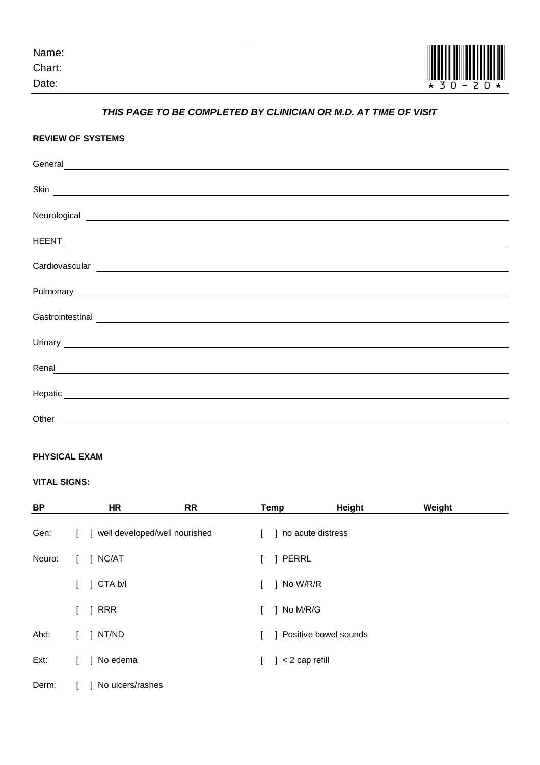Name:

Chart:

Date:

\*30-20\*

***THIS PAGE TO BE COMPLETED BY CLINICIAN OR M.D. AT TIME OF VISIT***

**REVIEW OF SYSTEMS**

General \_\_\_\_\_\_\_\_\_\_\_\_\_\_\_\_\_\_\_\_\_\_\_\_\_\_\_\_\_\_\_\_\_\_\_\_\_\_\_\_

Skin \_\_\_\_\_\_\_\_\_\_\_\_\_\_\_\_\_\_\_\_\_\_\_\_\_\_\_\_\_\_\_\_\_\_\_\_\_\_\_\_

Neurological \_\_\_\_\_\_\_\_\_\_\_\_\_\_\_\_\_\_\_\_\_\_\_\_\_\_\_\_\_\_\_\_\_\_\_\_\_\_\_\_

HEENT \_\_\_\_\_\_\_\_\_\_\_\_\_\_\_\_\_\_\_\_\_\_\_\_\_\_\_\_\_\_\_\_\_\_\_\_\_\_\_\_

Cardiovascular \_\_\_\_\_\_\_\_\_\_\_\_\_\_\_\_\_\_\_\_\_\_\_\_\_\_\_\_\_\_\_\_\_\_\_\_\_\_\_\_

Pulmonary \_\_\_\_\_\_\_\_\_\_\_\_\_\_\_\_\_\_\_\_\_\_\_\_\_\_\_\_\_\_\_\_\_\_\_\_\_\_\_\_

Gastrointestinal \_\_\_\_\_\_\_\_\_\_\_\_\_\_\_\_\_\_\_\_\_\_\_\_\_\_\_\_\_\_\_\_\_\_\_\_\_\_\_\_

Urinary \_\_\_\_\_\_\_\_\_\_\_\_\_\_\_\_\_\_\_\_\_\_\_\_\_\_\_\_\_\_\_\_\_\_\_\_\_\_\_\_

Renal \_\_\_\_\_\_\_\_\_\_\_\_\_\_\_\_\_\_\_\_\_\_\_\_\_\_\_\_\_\_\_\_\_\_\_\_\_\_\_\_

Hepatic \_\_\_\_\_\_\_\_\_\_\_\_\_\_\_\_\_\_\_\_\_\_\_\_\_\_\_\_\_\_\_\_\_\_\_\_\_\_\_\_

Other \_\_\_\_\_\_\_\_\_\_\_\_\_\_\_\_\_\_\_\_\_\_\_\_\_\_\_\_\_\_\_\_\_\_\_\_\_\_\_\_

**PHYSICAL EXAM**

**VITAL SIGNS:**

| BP | HR | RR | Temp | Height | Weight |
|---|---|---|---|---|---|
| | | | | | |

| | | |
|---|---|---|
| Gen: | [ ] well developed/well nourished | [ ] no acute distress |
| Neuro: | [ ] NC/AT | [ ] PERRL |
| | [ ] CTA b/l | [ ] No W/R/R |
| | [ ] RRR | [ ] No M/R/G |
| Abd: | [ ] NT/ND | [ ] Positive bowel sounds |
| Ext: | [ ] No edema | [ ] < 2 cap refill |
| Derm: | [ ] No ulcers/rashes | |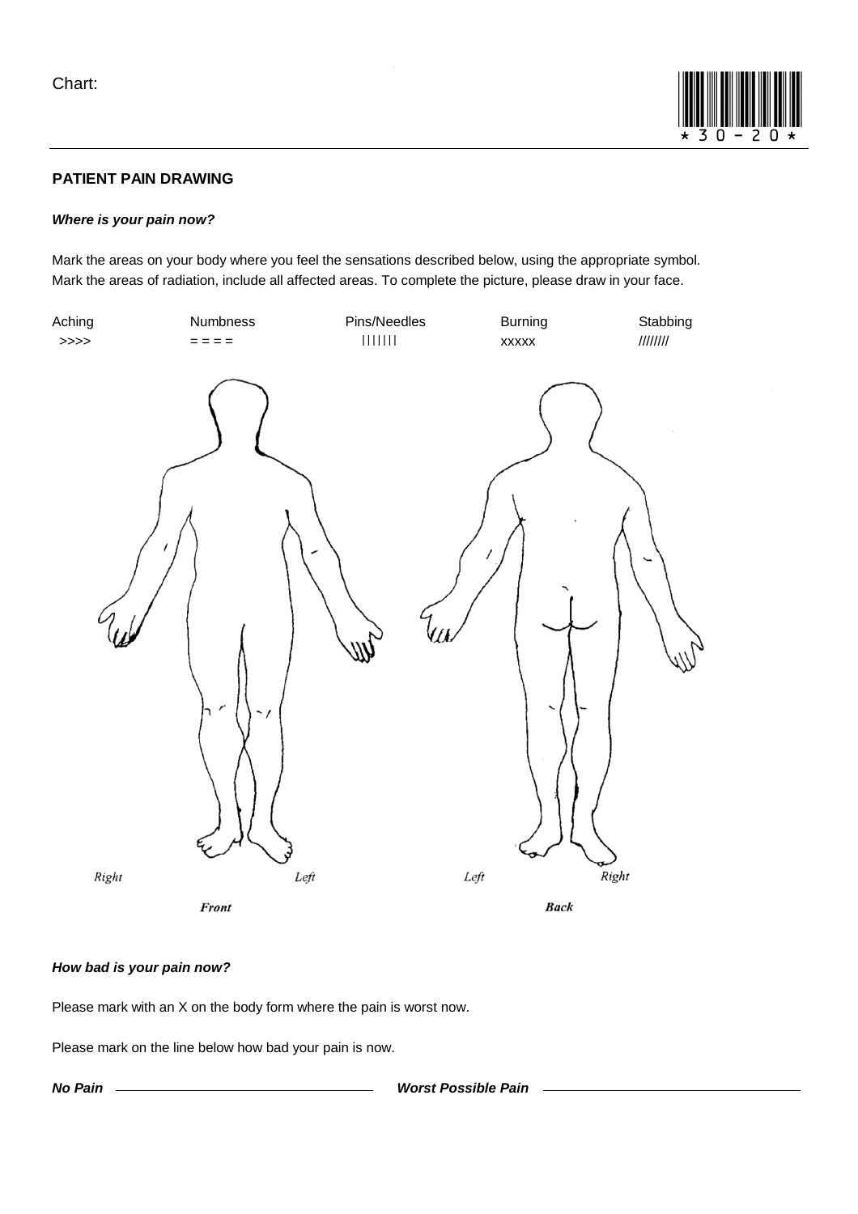Chart:

*30-20*

**PATIENT PAIN DRAWING**

***Where is your pain now?***

Mark the areas on your body where you feel the sensations described below, using the appropriate symbol. Mark the areas of radiation, include all affected areas. To complete the picture, please draw in your face.

| Aching | Numbness | Pins/Needles | Burning | Stabbing |
|---|---|---|---|---|
| >>>> | = = = = | ||||||| | xxxxx | //////// |

Right

Left

Front

Left

Right

Back

***How bad is your pain now?***

Please mark with an X on the body form where the pain is worst now.

Please mark on the line below how bad your pain is now.

***No Pain*** ______________________________ ***Worst Possible Pain*** ______________________________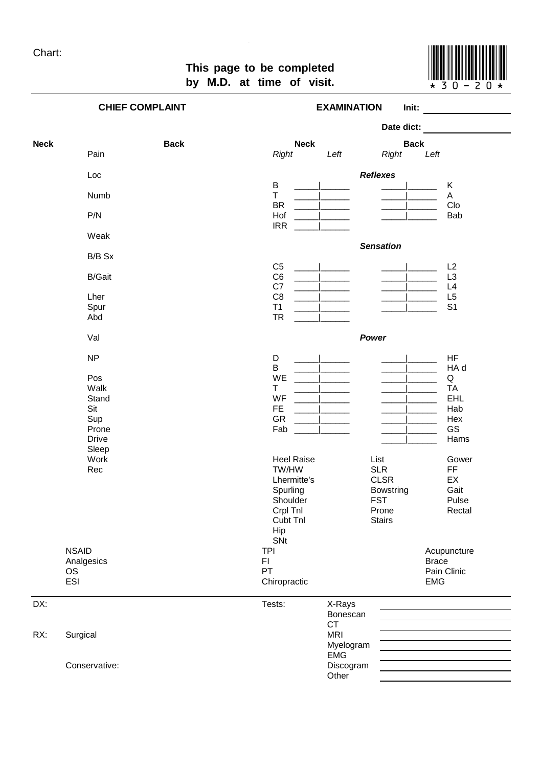Chart:

**This page to be completed by M.D. at time of visit.**

\* 3 0 - 2 0 \*

## CHIEF COMPLAINT

**Neck** **Back**

Pain

Loc

Numb

P/N

Weak

B/B Sx

B/Gait

Lher
Spur
Abd

Val

NP

Pos
Walk
Stand
Sit
Sup
Prone
Drive
Sleep
Work
Rec

## EXAMINATION

**Init:** ________________

**Date dict:** ________________

| Neck | *Right* | *Left* | *Right* | *Left* | Back |
|---|---|---|---|---|---|
| ***Reflexes*** | | | | | |
| B | ______ | ______ | ______ | ______ | K |
| T | ______ | ______ | ______ | ______ | A |
| BR | ______ | ______ | ______ | ______ | Clo |
| Hof | ______ | ______ | ______ | ______ | Bab |
| IRR | ______ | ______ | | | |
| ***Sensation*** | | | | | |
| C5 | ______ | ______ | ______ | ______ | L2 |
| C6 | ______ | ______ | ______ | ______ | L3 |
| C7 | ______ | ______ | ______ | ______ | L4 |
| C8 | ______ | ______ | ______ | ______ | L5 |
| T1 | ______ | ______ | ______ | ______ | S1 |
| TR | ______ | ______ | | | |
| ***Power*** | | | | | |
| D | ______ | ______ | ______ | ______ | HF |
| B | ______ | ______ | ______ | ______ | HA d |
| WE | ______ | ______ | ______ | ______ | Q |
| T | ______ | ______ | ______ | ______ | TA |
| WF | ______ | ______ | ______ | ______ | EHL |
| FE | ______ | ______ | ______ | ______ | Hab |
| GR | ______ | ______ | ______ | ______ | Hex |
| Fab | ______ | ______ | ______ | ______ | GS |
| | | | ______ | ______ | Hams |

Heel Raise
TW/HW
Lhermitte's
Spurling
Shoulder
Crpl Tnl
Cubt Tnl
Hip
SNt

List
SLR
CLSR
Bowstring
FST
Prone
Stairs

Gower
FF
EX
Gait
Pulse
Rectal

NSAID
Analgesics
OS
ESI

TPI
FI
PT
Chiropractic

Acupuncture
Brace
Pain Clinic
EMG

---

DX:

RX: Surgical

Conservative:

Tests:
X-Rays ________________
Bonescan ________________
CT ________________
MRI ________________
Myelogram ________________
EMG ________________
Discogram ________________
Other ________________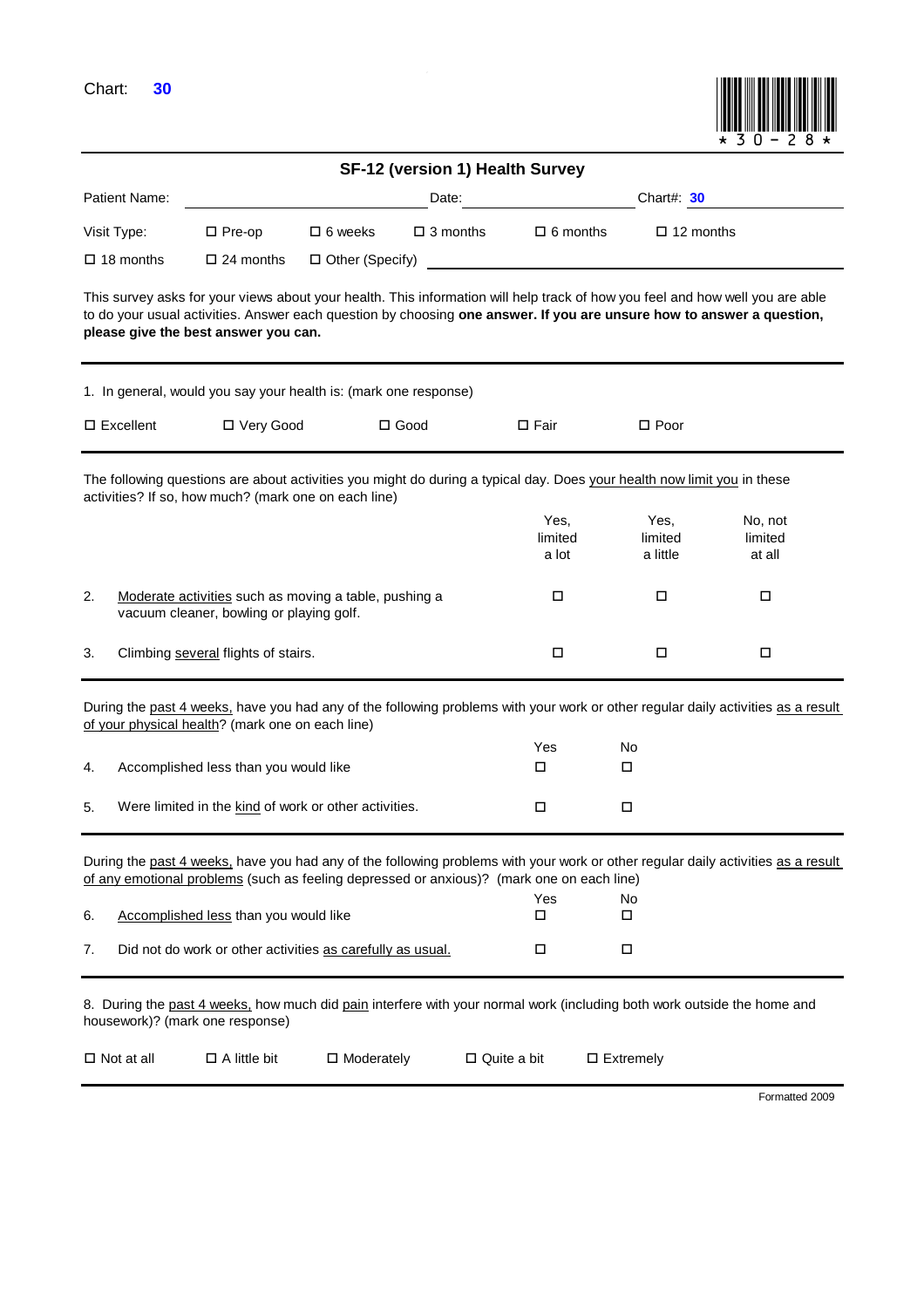Chart: **30**

*30-28*

## SF-12 (version 1) Health Survey

Patient Name: ______________________ Date: ______________ Chart#: **30**

Visit Type: ☐ Pre-op ☐ 6 weeks ☐ 3 months ☐ 6 months ☐ 12 months

☐ 18 months ☐ 24 months ☐ Other (Specify) ______________________

This survey asks for your views about your health. This information will help track of how you feel and how well you are able to do your usual activities. Answer each question by choosing **one answer. If you are unsure how to answer a question, please give the best answer you can.**

---

1. In general, would you say your health is: (mark one response)

☐ Excellent ☐ Very Good ☐ Good ☐ Fair ☐ Poor

---

The following questions are about activities you might do during a typical day. Does your health now limit you in these activities? If so, how much? (mark one on each line)

| | | Yes, limited a lot | Yes, limited a little | No, not limited at all |
|---|---|---|---|---|
| 2. | Moderate activities such as moving a table, pushing a vacuum cleaner, bowling or playing golf. | ☐ | ☐ | ☐ |
| 3. | Climbing several flights of stairs. | ☐ | ☐ | ☐ |

---

During the past 4 weeks, have you had any of the following problems with your work or other regular daily activities as a result of your physical health? (mark one on each line)

| | | Yes | No |
|---|---|---|---|
| 4. | Accomplished less than you would like | ☐ | ☐ |
| 5. | Were limited in the kind of work or other activities. | ☐ | ☐ |

---

During the past 4 weeks, have you had any of the following problems with your work or other regular daily activities as a result of any emotional problems (such as feeling depressed or anxious)? (mark one on each line)

| | | Yes | No |
|---|---|---|---|
| 6. | Accomplished less than you would like | ☐ | ☐ |
| 7. | Did not do work or other activities as carefully as usual. | ☐ | ☐ |

---

8. During the past 4 weeks, how much did pain interfere with your normal work (including both work outside the home and housework)? (mark one response)

☐ Not at all ☐ A little bit ☐ Moderately ☐ Quite a bit ☐ Extremely

Formatted 2009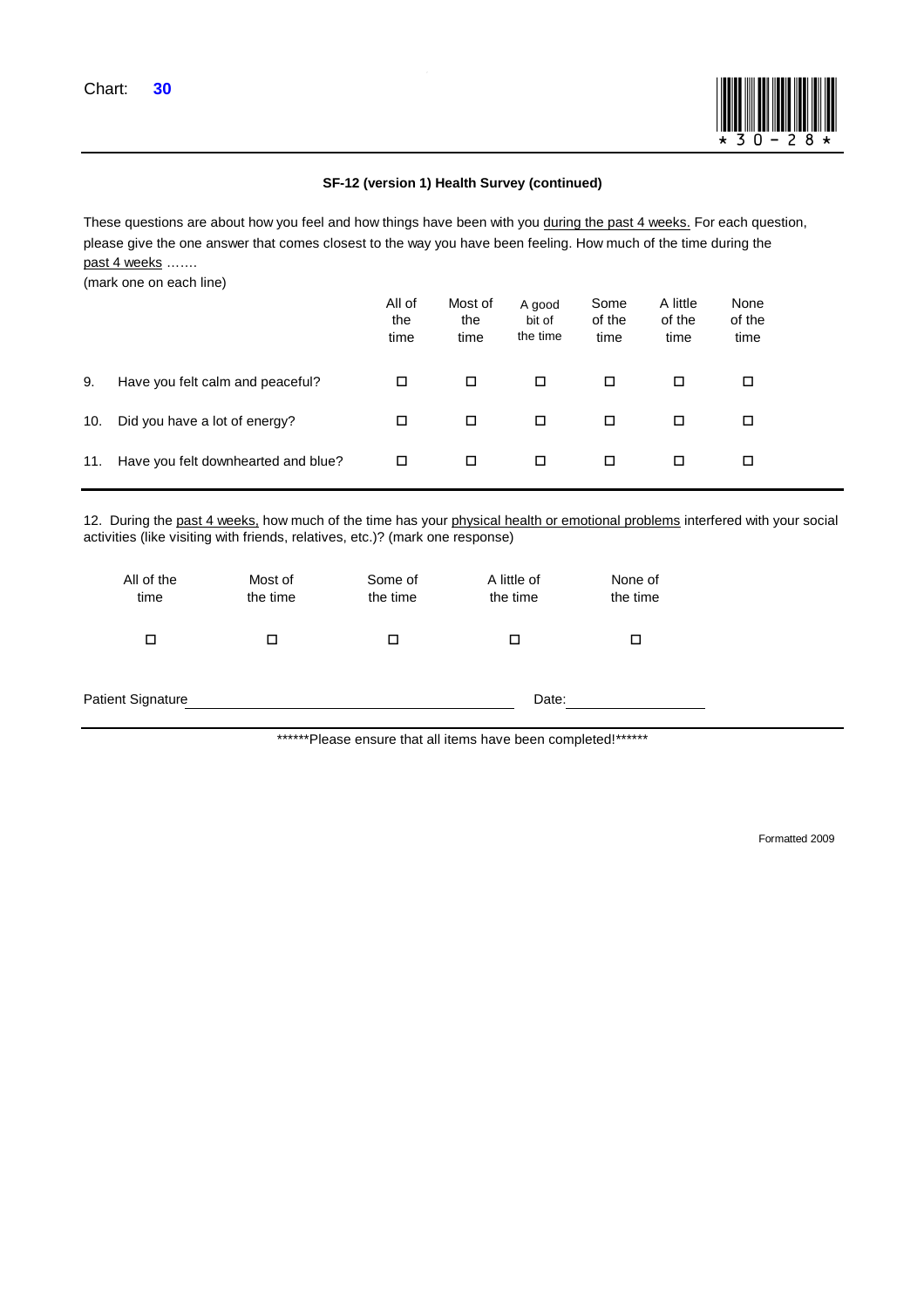Chart: **30**

\* 3 0 – 2 8 \*

**SF-12 (version 1) Health Survey (continued)**

These questions are about how you feel and how things have been with you during the past 4 weeks. For each question, please give the one answer that comes closest to the way you have been feeling. How much of the time during the past 4 weeks …….

(mark one on each line)

| | | All of the time | Most of the time | A good bit of the time | Some of the time | A little of the time | None of the time |
|---|---|---|---|---|---|---|---|
| 9. | Have you felt calm and peaceful? | ☐ | ☐ | ☐ | ☐ | ☐ | ☐ |
| 10. | Did you have a lot of energy? | ☐ | ☐ | ☐ | ☐ | ☐ | ☐ |
| 11. | Have you felt downhearted and blue? | ☐ | ☐ | ☐ | ☐ | ☐ | ☐ |

12. During the past 4 weeks, how much of the time has your physical health or emotional problems interfered with your social activities (like visiting with friends, relatives, etc.)? (mark one response)

| All of the time | Most of the time | Some of the time | A little of the time | None of the time |
|---|---|---|---|---|
| ☐ | ☐ | ☐ | ☐ | ☐ |

Patient Signature ______________________________ Date: ______________

\*\*\*\*\*\*Please ensure that all items have been completed!\*\*\*\*\*\*

Formatted 2009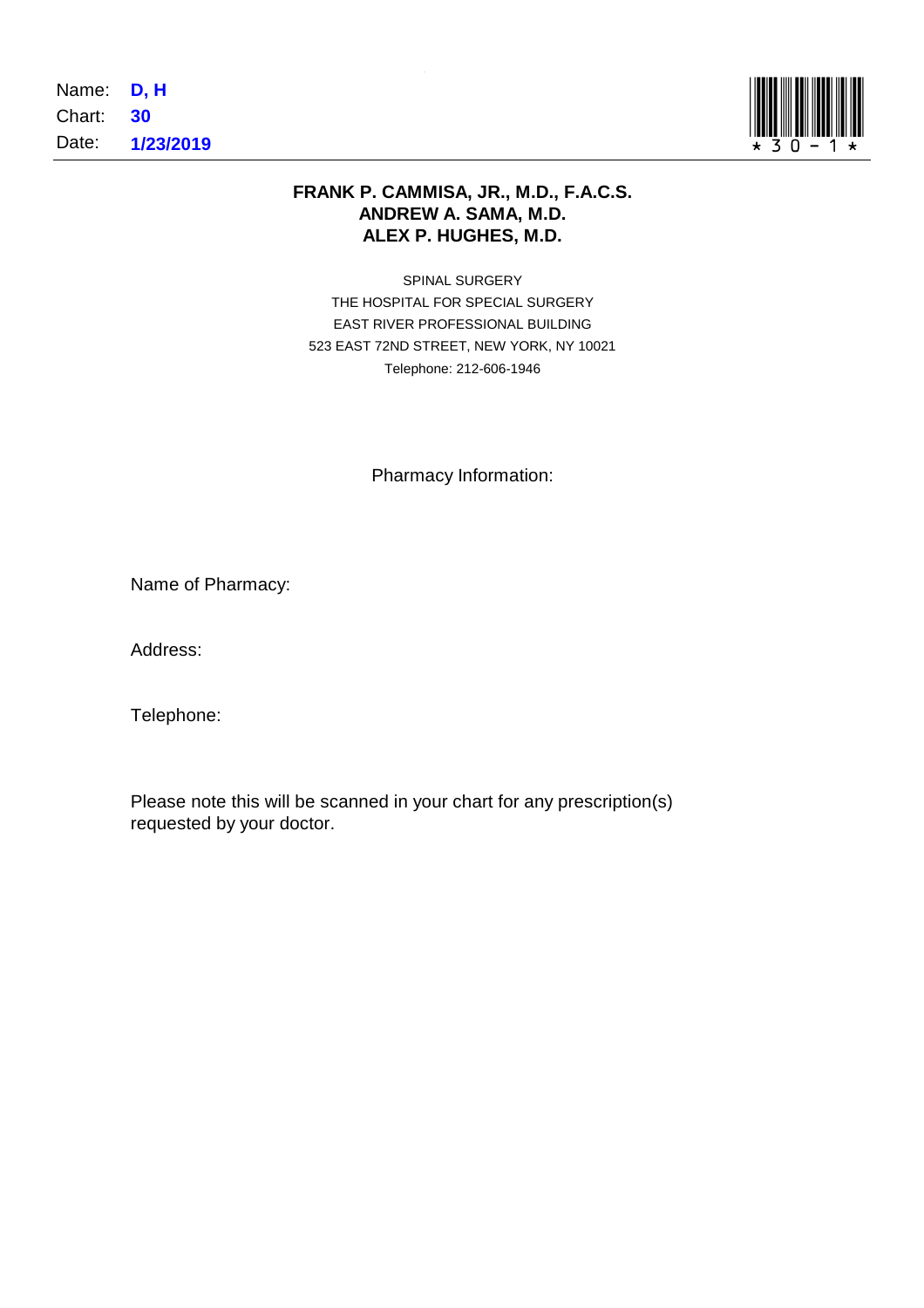Name: **D, H**
Chart: **30**
Date: **1/23/2019**

*30-1*

**FRANK P. CAMMISA, JR., M.D., F.A.C.S.**
**ANDREW A. SAMA, M.D.**
**ALEX P. HUGHES, M.D.**

SPINAL SURGERY
THE HOSPITAL FOR SPECIAL SURGERY
EAST RIVER PROFESSIONAL BUILDING
523 EAST 72ND STREET, NEW YORK, NY 10021
Telephone: 212-606-1946

Pharmacy Information:

Name of Pharmacy:

Address:

Telephone:

Please note this will be scanned in your chart for any prescription(s) requested by your doctor.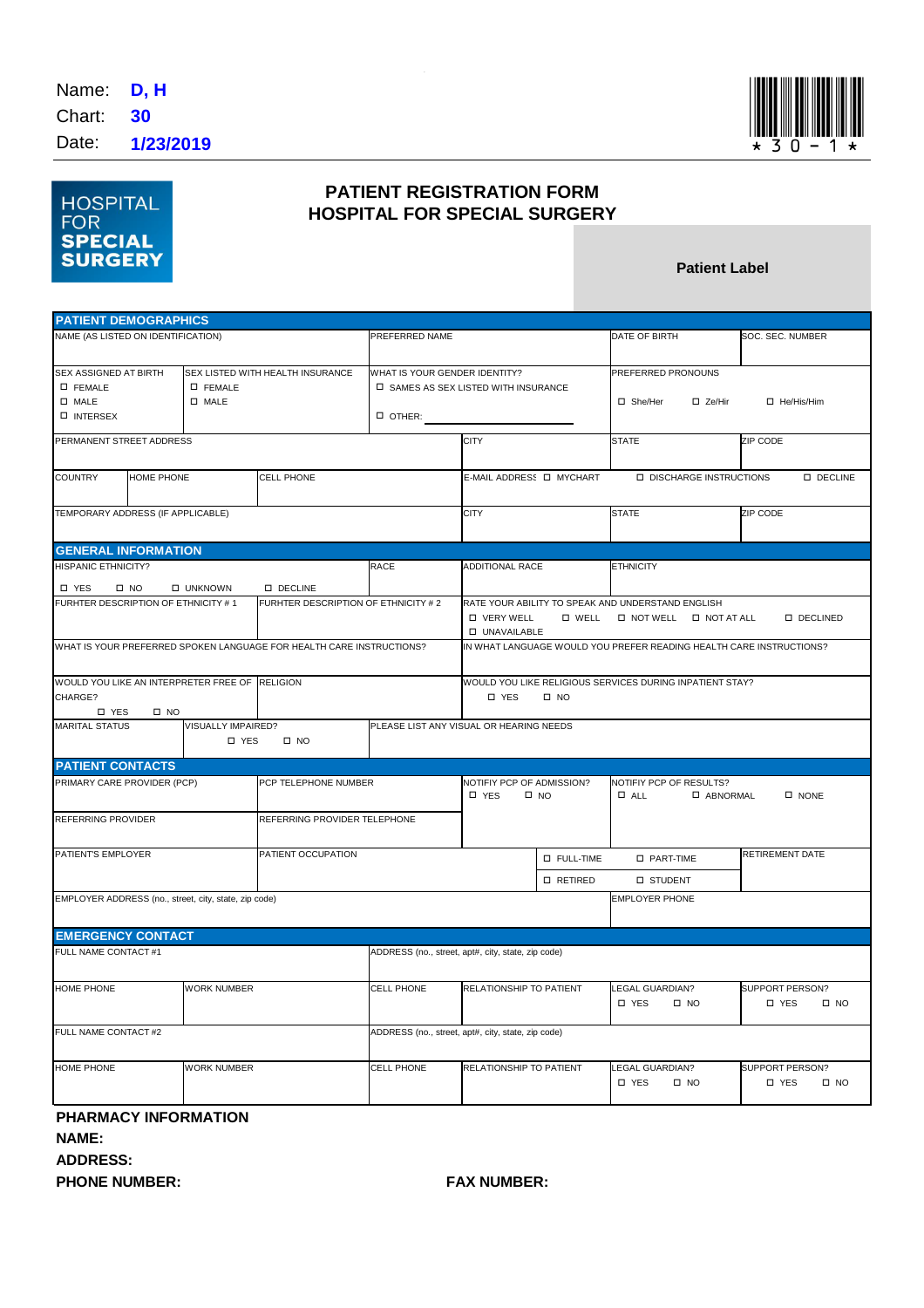Name: **D, H**
Chart: **30**
Date: **1/23/2019**

\* 3 0 - 1 \*

HOSPITAL FOR SPECIAL SURGERY

# PATIENT REGISTRATION FORM
# HOSPITAL FOR SPECIAL SURGERY

**Patient Label**

## PATIENT DEMOGRAPHICS

| | | | |
|---|---|---|---|
| NAME (AS LISTED ON IDENTIFICATION) | PREFERRED NAME | DATE OF BIRTH | SOC. SEC. NUMBER |
| SEX ASSIGNED AT BIRTH ☐ FEMALE ☐ MALE ☐ INTERSEX | SEX LISTED WITH HEALTH INSURANCE ☐ FEMALE ☐ MALE | WHAT IS YOUR GENDER IDENTITY? ☐ SAMES AS SEX LISTED WITH INSURANCE ☐ OTHER: ______ | PREFERRED PRONOUNS ☐ She/Her ☐ Ze/Hir ☐ He/His/Him |
| PERMANENT STREET ADDRESS | CITY | STATE | ZIP CODE |
| COUNTRY / HOME PHONE / CELL PHONE | E-MAIL ADDRESS ☐ MYCHART | ☐ DISCHARGE INSTRUCTIONS | ☐ DECLINE |
| TEMPORARY ADDRESS (IF APPLICABLE) | CITY | STATE | ZIP CODE |

## GENERAL INFORMATION

| | | | |
|---|---|---|---|
| HISPANIC ETHNICITY? ☐ YES ☐ NO ☐ UNKNOWN ☐ DECLINE | RACE | ADDITIONAL RACE | ETHNICITY |
| FURHTER DESCRIPTION OF ETHNICITY # 1 | FURHTER DESCRIPTION OF ETHNICITY # 2 | RATE YOUR ABILITY TO SPEAK AND UNDERSTAND ENGLISH ☐ VERY WELL ☐ WELL ☐ NOT WELL ☐ NOT AT ALL ☐ DECLINED ☐ UNAVAILABLE | |
| WHAT IS YOUR PREFERRED SPOKEN LANGUAGE FOR HEALTH CARE INSTRUCTIONS? | | IN WHAT LANGUAGE WOULD YOU PREFER READING HEALTH CARE INSTRUCTIONS? | |
| WOULD YOU LIKE AN INTERPRETER FREE OF CHARGE? ☐ YES ☐ NO | RELIGION | WOULD YOU LIKE RELIGIOUS SERVICES DURING INPATIENT STAY? ☐ YES ☐ NO | |
| MARITAL STATUS | VISUALLY IMPAIRED? ☐ YES ☐ NO | PLEASE LIST ANY VISUAL OR HEARING NEEDS | |

## PATIENT CONTACTS

| | | | |
|---|---|---|---|
| PRIMARY CARE PROVIDER (PCP) | PCP TELEPHONE NUMBER | NOTIFY PCP OF ADMISSION? ☐ YES ☐ NO | NOTIFIY PCP OF RESULTS? ☐ ALL ☐ ABNORMAL ☐ NONE |
| REFERRING PROVIDER | REFERRING PROVIDER TELEPHONE | | |
| PATIENT'S EMPLOYER | PATIENT OCCUPATION | ☐ FULL-TIME ☐ PART-TIME ☐ RETIRED ☐ STUDENT | RETIREMENT DATE |
| EMPLOYER ADDRESS (no., street, city, state, zip code) | | | EMPLOYER PHONE |

## EMERGENCY CONTACT

| | | | | |
|---|---|---|---|---|
| FULL NAME CONTACT #1 | ADDRESS (no., street, apt#, city, state, zip code) | | | |
| HOME PHONE / WORK NUMBER | CELL PHONE | RELATIONSHIP TO PATIENT | LEGAL GUARDIAN? ☐ YES ☐ NO | SUPPORT PERSON? ☐ YES ☐ NO |
| FULL NAME CONTACT #2 | ADDRESS (no., street, apt#, city, state, zip code) | | | |
| HOME PHONE / WORK NUMBER | CELL PHONE | RELATIONSHIP TO PATIENT | LEGAL GUARDIAN? ☐ YES ☐ NO | SUPPORT PERSON? ☐ YES ☐ NO |

**PHARMACY INFORMATION**

**NAME:**

**ADDRESS:**

**PHONE NUMBER:** **FAX NUMBER:**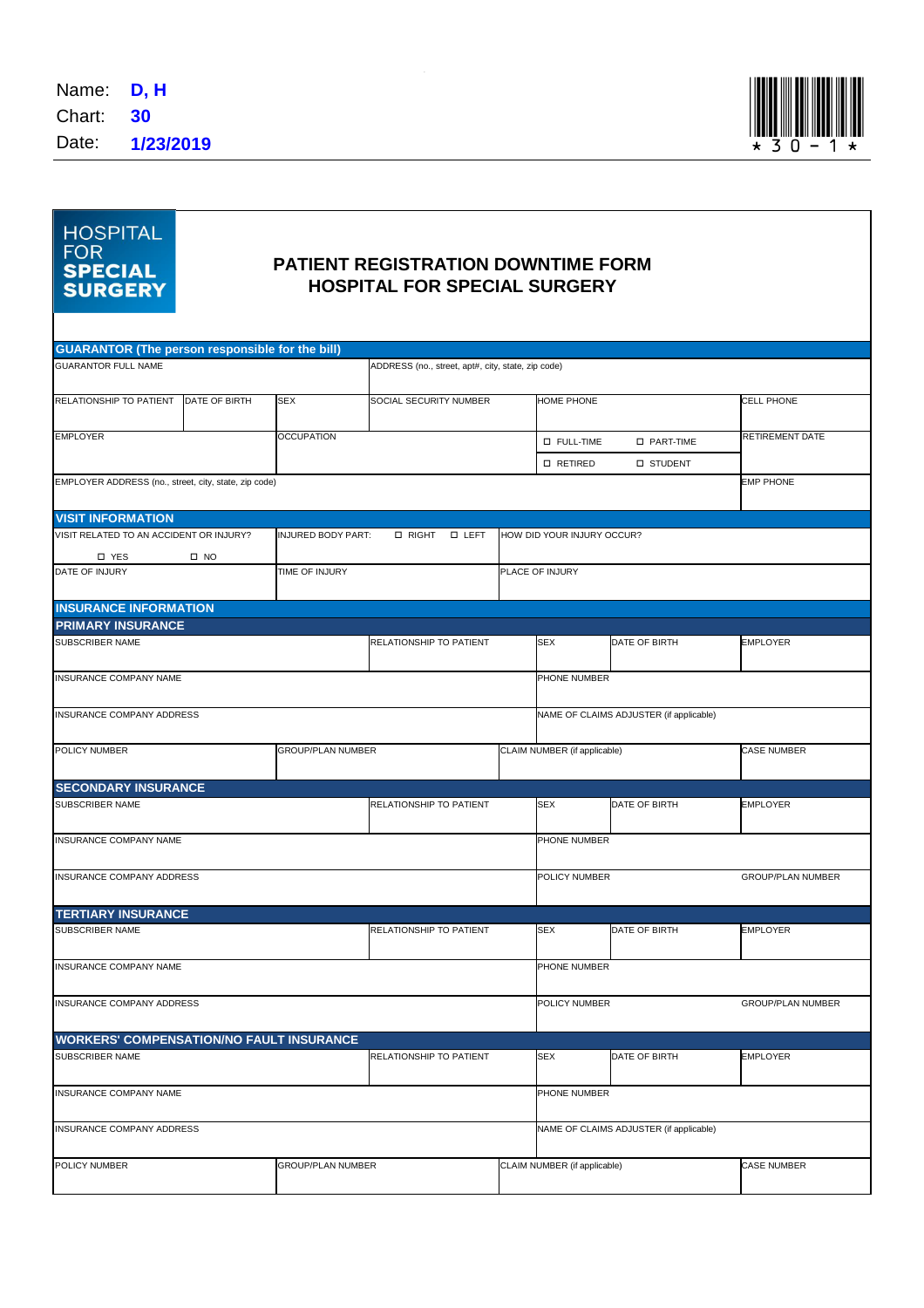Name: **D, H**

Chart: **30**

Date: **1/23/2019**

\* 3 0 - 1 \*

HOSPITAL FOR SPECIAL SURGERY

# PATIENT REGISTRATION DOWNTIME FORM
# HOSPITAL FOR SPECIAL SURGERY

## GUARANTOR (The person responsible for the bill)

| | | | | | |
|---|---|---|---|---|---|
| GUARANTOR FULL NAME | | | ADDRESS (no., street, apt#, city, state, zip code) | | |
| RELATIONSHIP TO PATIENT | DATE OF BIRTH | SEX | SOCIAL SECURITY NUMBER | HOME PHONE | CELL PHONE |
| EMPLOYER | | OCCUPATION | | ☐ FULL-TIME ☐ PART-TIME ☐ RETIRED ☐ STUDENT | RETIREMENT DATE |
| EMPLOYER ADDRESS (no., street, city, state, zip code) | | | | | EMP PHONE |

## VISIT INFORMATION

| | | |
|---|---|---|
| VISIT RELATED TO AN ACCIDENT OR INJURY? ☐ YES ☐ NO | INJURED BODY PART: ☐ RIGHT ☐ LEFT | HOW DID YOUR INJURY OCCUR? |
| DATE OF INJURY | TIME OF INJURY | PLACE OF INJURY |

## INSURANCE INFORMATION

### PRIMARY INSURANCE

| | | | | | |
|---|---|---|---|---|---|
| SUBSCRIBER NAME | | RELATIONSHIP TO PATIENT | SEX | DATE OF BIRTH | EMPLOYER |
| INSURANCE COMPANY NAME | | | PHONE NUMBER | | |
| INSURANCE COMPANY ADDRESS | | | NAME OF CLAIMS ADJUSTER (if applicable) | | |
| POLICY NUMBER | GROUP/PLAN NUMBER | | CLAIM NUMBER (if applicable) | | CASE NUMBER |

### SECONDARY INSURANCE

| | | | | |
|---|---|---|---|---|
| SUBSCRIBER NAME | RELATIONSHIP TO PATIENT | SEX | DATE OF BIRTH | EMPLOYER |
| INSURANCE COMPANY NAME | | PHONE NUMBER | | |
| INSURANCE COMPANY ADDRESS | | POLICY NUMBER | | GROUP/PLAN NUMBER |

### TERTIARY INSURANCE

| | | | | |
|---|---|---|---|---|
| SUBSCRIBER NAME | RELATIONSHIP TO PATIENT | SEX | DATE OF BIRTH | EMPLOYER |
| INSURANCE COMPANY NAME | | PHONE NUMBER | | |
| INSURANCE COMPANY ADDRESS | | POLICY NUMBER | | GROUP/PLAN NUMBER |

### WORKERS' COMPENSATION/NO FAULT INSURANCE

| | | | | | |
|---|---|---|---|---|---|
| SUBSCRIBER NAME | | RELATIONSHIP TO PATIENT | SEX | DATE OF BIRTH | EMPLOYER |
| INSURANCE COMPANY NAME | | | PHONE NUMBER | | |
| INSURANCE COMPANY ADDRESS | | | NAME OF CLAIMS ADJUSTER (if applicable) | | |
| POLICY NUMBER | GROUP/PLAN NUMBER | | CLAIM NUMBER (if applicable) | | CASE NUMBER |